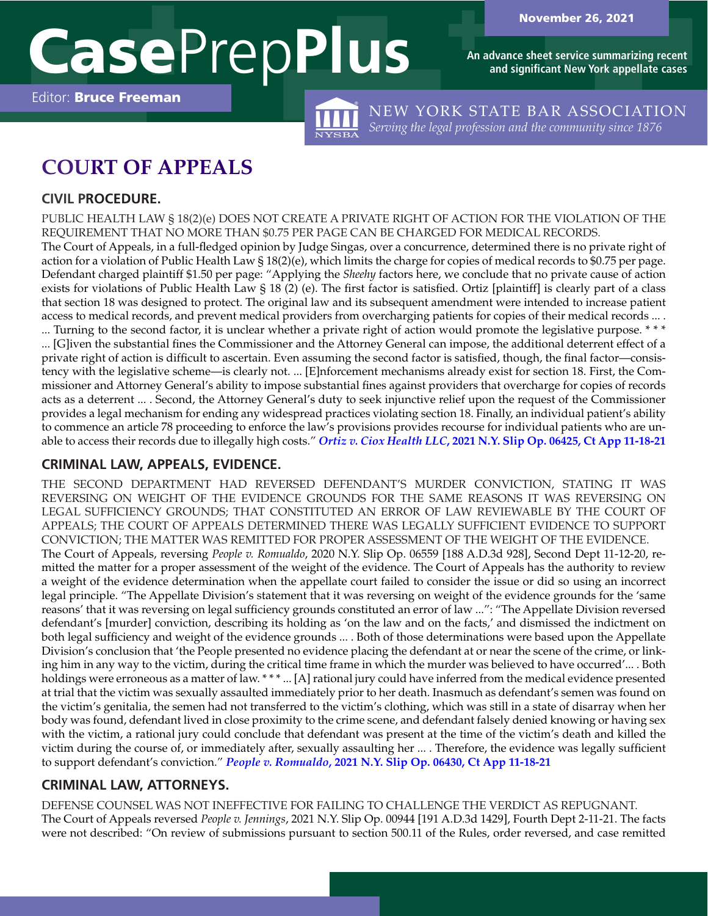# CasePrepPlus

November 26, 2021

An advance sheet service summarizing recent and significant New York appellate cases

Editor: **Bruce Freeman**

NEW YORK STATE BAR ASSOCIATION
*Serving the legal profession and the community since 1876*

## COURT OF APPEALS

### CIVIL PROCEDURE.

PUBLIC HEALTH LAW § 18(2)(e) DOES NOT CREATE A PRIVATE RIGHT OF ACTION FOR THE VIOLATION OF THE REQUIREMENT THAT NO MORE THAN $0.75 PER PAGE CAN BE CHARGED FOR MEDICAL RECORDS.

The Court of Appeals, in a full-fledged opinion by Judge Singas, over a concurrence, determined there is no private right of action for a violation of Public Health Law § 18(2)(e), which limits the charge for copies of medical records to $0.75 per page. Defendant charged plaintiff $1.50 per page: "Applying the *Sheehy* factors here, we conclude that no private cause of action exists for violations of Public Health Law § 18 (2) (e). The first factor is satisfied. Ortiz [plaintiff] is clearly part of a class that section 18 was designed to protect. The original law and its subsequent amendment were intended to increase patient access to medical records, and prevent medical providers from overcharging patients for copies of their medical records ... . ... Turning to the second factor, it is unclear whether a private right of action would promote the legislative purpose. * * * ... [G]iven the substantial fines the Commissioner and the Attorney General can impose, the additional deterrent effect of a private right of action is difficult to ascertain. Even assuming the second factor is satisfied, though, the final factor—consistency with the legislative scheme—is clearly not. ... [E]nforcement mechanisms already exist for section 18. First, the Commissioner and Attorney General's ability to impose substantial fines against providers that overcharge for copies of records acts as a deterrent ... . Second, the Attorney General's duty to seek injunctive relief upon the request of the Commissioner provides a legal mechanism for ending any widespread practices violating section 18. Finally, an individual patient's ability to commence an article 78 proceeding to enforce the law's provisions provides recourse for individual patients who are unable to access their records due to illegally high costs." ***Ortiz v. Ciox Health LLC*, 2021 N.Y. Slip Op. 06425, Ct App 11-18-21**

### CRIMINAL LAW, APPEALS, EVIDENCE.

THE SECOND DEPARTMENT HAD REVERSED DEFENDANT'S MURDER CONVICTION, STATING IT WAS REVERSING ON WEIGHT OF THE EVIDENCE GROUNDS FOR THE SAME REASONS IT WAS REVERSING ON LEGAL SUFFICIENCY GROUNDS; THAT CONSTITUTED AN ERROR OF LAW REVIEWABLE BY THE COURT OF APPEALS; THE COURT OF APPEALS DETERMINED THERE WAS LEGALLY SUFFICIENT EVIDENCE TO SUPPORT CONVICTION; THE MATTER WAS REMITTED FOR PROPER ASSESSMENT OF THE WEIGHT OF THE EVIDENCE.

The Court of Appeals, reversing *People v. Romualdo*, 2020 N.Y. Slip Op. 06559 [188 A.D.3d 928], Second Dept 11-12-20, remitted the matter for a proper assessment of the weight of the evidence. The Court of Appeals has the authority to review a weight of the evidence determination when the appellate court failed to consider the issue or did so using an incorrect legal principle. "The Appellate Division's statement that it was reversing on weight of the evidence grounds for the 'same reasons' that it was reversing on legal sufficiency grounds constituted an error of law ...": "The Appellate Division reversed defendant's [murder] conviction, describing its holding as 'on the law and on the facts,' and dismissed the indictment on both legal sufficiency and weight of the evidence grounds ... . Both of those determinations were based upon the Appellate Division's conclusion that 'the People presented no evidence placing the defendant at or near the scene of the crime, or linking him in any way to the victim, during the critical time frame in which the murder was believed to have occurred'... . Both holdings were erroneous as a matter of law. * * * ... [A] rational jury could have inferred from the medical evidence presented at trial that the victim was sexually assaulted immediately prior to her death. Inasmuch as defendant's semen was found on the victim's genitalia, the semen had not transferred to the victim's clothing, which was still in a state of disarray when her body was found, defendant lived in close proximity to the crime scene, and defendant falsely denied knowing or having sex with the victim, a rational jury could conclude that defendant was present at the time of the victim's death and killed the victim during the course of, or immediately after, sexually assaulting her ... . Therefore, the evidence was legally sufficient to support defendant's conviction." ***People v. Romualdo*, 2021 N.Y. Slip Op. 06430, Ct App 11-18-21**

### CRIMINAL LAW, ATTORNEYS.

DEFENSE COUNSEL WAS NOT INEFFECTIVE FOR FAILING TO CHALLENGE THE VERDICT AS REPUGNANT.

The Court of Appeals reversed *People v. Jennings*, 2021 N.Y. Slip Op. 00944 [191 A.D.3d 1429], Fourth Dept 2-11-21. The facts were not described: "On review of submissions pursuant to section 500.11 of the Rules, order reversed, and case remitted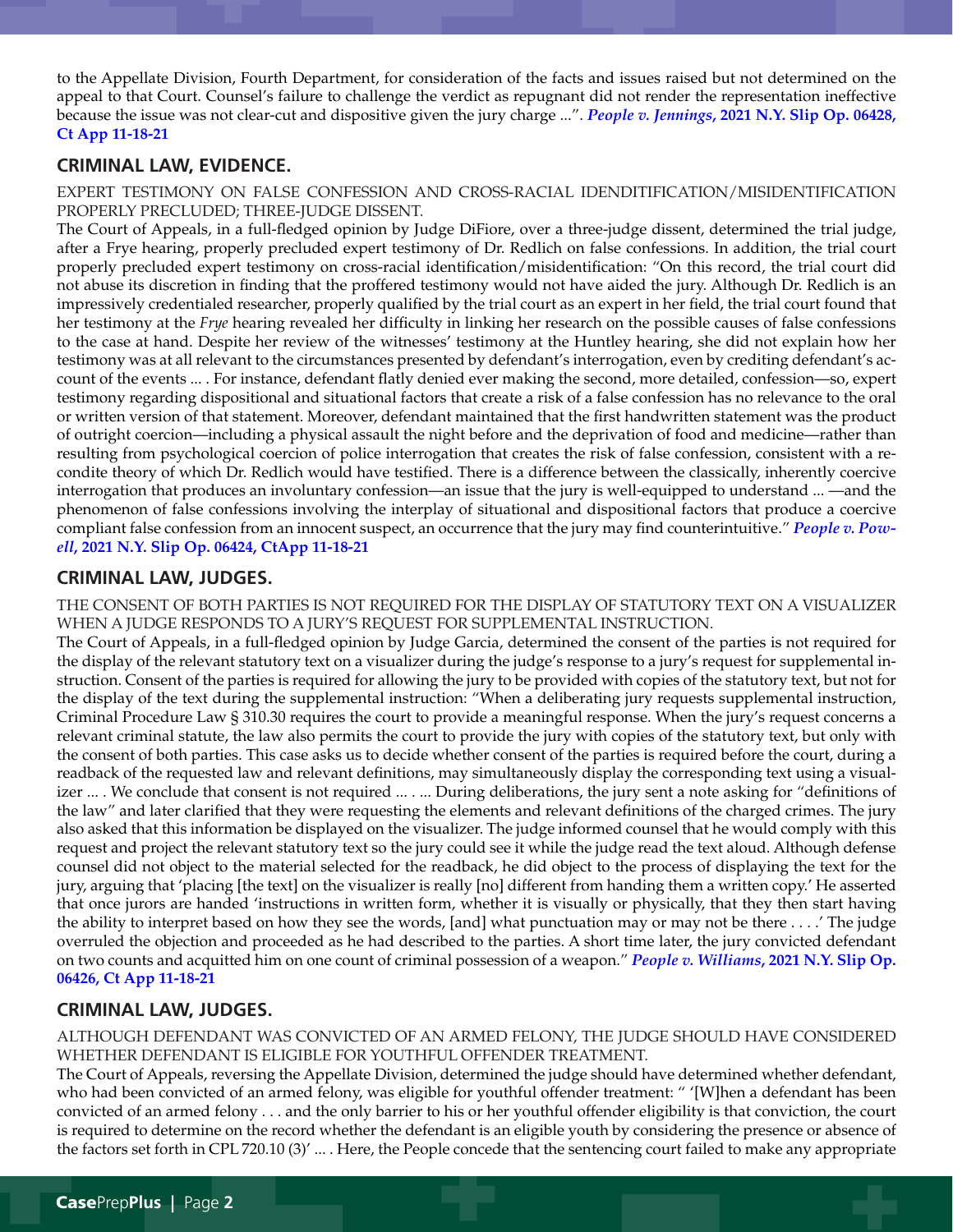to the Appellate Division, Fourth Department, for consideration of the facts and issues raised but not determined on the appeal to that Court. Counsel's failure to challenge the verdict as repugnant did not render the representation ineffective because the issue was not clear-cut and dispositive given the jury charge ...". ***People v. Jennings*, 2021 N.Y. Slip Op. 06428, Ct App 11-18-21**

## CRIMINAL LAW, EVIDENCE.

EXPERT TESTIMONY ON FALSE CONFESSION AND CROSS-RACIAL IDENDITIFICATION/MISIDENTIFICATION PROPERLY PRECLUDED; THREE-JUDGE DISSENT.

The Court of Appeals, in a full-fledged opinion by Judge DiFiore, over a three-judge dissent, determined the trial judge, after a Frye hearing, properly precluded expert testimony of Dr. Redlich on false confessions. In addition, the trial court properly precluded expert testimony on cross-racial identification/misidentification: "On this record, the trial court did not abuse its discretion in finding that the proffered testimony would not have aided the jury. Although Dr. Redlich is an impressively credentialed researcher, properly qualified by the trial court as an expert in her field, the trial court found that her testimony at the *Frye* hearing revealed her difficulty in linking her research on the possible causes of false confessions to the case at hand. Despite her review of the witnesses' testimony at the Huntley hearing, she did not explain how her testimony was at all relevant to the circumstances presented by defendant's interrogation, even by crediting defendant's account of the events ... . For instance, defendant flatly denied ever making the second, more detailed, confession—so, expert testimony regarding dispositional and situational factors that create a risk of a false confession has no relevance to the oral or written version of that statement. Moreover, defendant maintained that the first handwritten statement was the product of outright coercion—including a physical assault the night before and the deprivation of food and medicine—rather than resulting from psychological coercion of police interrogation that creates the risk of false confession, consistent with a recondite theory of which Dr. Redlich would have testified. There is a difference between the classically, inherently coercive interrogation that produces an involuntary confession—an issue that the jury is well-equipped to understand ... —and the phenomenon of false confessions involving the interplay of situational and dispositional factors that produce a coercive compliant false confession from an innocent suspect, an occurrence that the jury may find counterintuitive." ***People v. Powell*, 2021 N.Y. Slip Op. 06424, CtApp 11-18-21**

## CRIMINAL LAW, JUDGES.

THE CONSENT OF BOTH PARTIES IS NOT REQUIRED FOR THE DISPLAY OF STATUTORY TEXT ON A VISUALIZER WHEN A JUDGE RESPONDS TO A JURY'S REQUEST FOR SUPPLEMENTAL INSTRUCTION.

The Court of Appeals, in a full-fledged opinion by Judge Garcia, determined the consent of the parties is not required for the display of the relevant statutory text on a visualizer during the judge's response to a jury's request for supplemental instruction. Consent of the parties is required for allowing the jury to be provided with copies of the statutory text, but not for the display of the text during the supplemental instruction: "When a deliberating jury requests supplemental instruction, Criminal Procedure Law § 310.30 requires the court to provide a meaningful response. When the jury's request concerns a relevant criminal statute, the law also permits the court to provide the jury with copies of the statutory text, but only with the consent of both parties. This case asks us to decide whether consent of the parties is required before the court, during a readback of the requested law and relevant definitions, may simultaneously display the corresponding text using a visualizer ... . We conclude that consent is not required ... . ... During deliberations, the jury sent a note asking for "definitions of the law" and later clarified that they were requesting the elements and relevant definitions of the charged crimes. The jury also asked that this information be displayed on the visualizer. The judge informed counsel that he would comply with this request and project the relevant statutory text so the jury could see it while the judge read the text aloud. Although defense counsel did not object to the material selected for the readback, he did object to the process of displaying the text for the jury, arguing that 'placing [the text] on the visualizer is really [no] different from handing them a written copy.' He asserted that once jurors are handed 'instructions in written form, whether it is visually or physically, that they then start having the ability to interpret based on how they see the words, [and] what punctuation may or may not be there . . . .' The judge overruled the objection and proceeded as he had described to the parties. A short time later, the jury convicted defendant on two counts and acquitted him on one count of criminal possession of a weapon." ***People v. Williams*, 2021 N.Y. Slip Op. 06426, Ct App 11-18-21**

## CRIMINAL LAW, JUDGES.

ALTHOUGH DEFENDANT WAS CONVICTED OF AN ARMED FELONY, THE JUDGE SHOULD HAVE CONSIDERED WHETHER DEFENDANT IS ELIGIBLE FOR YOUTHFUL OFFENDER TREATMENT.

The Court of Appeals, reversing the Appellate Division, determined the judge should have determined whether defendant, who had been convicted of an armed felony, was eligible for youthful offender treatment: " '[W]hen a defendant has been convicted of an armed felony . . . and the only barrier to his or her youthful offender eligibility is that conviction, the court is required to determine on the record whether the defendant is an eligible youth by considering the presence or absence of the factors set forth in CPL 720.10 (3)' ... . Here, the People concede that the sentencing court failed to make any appropriate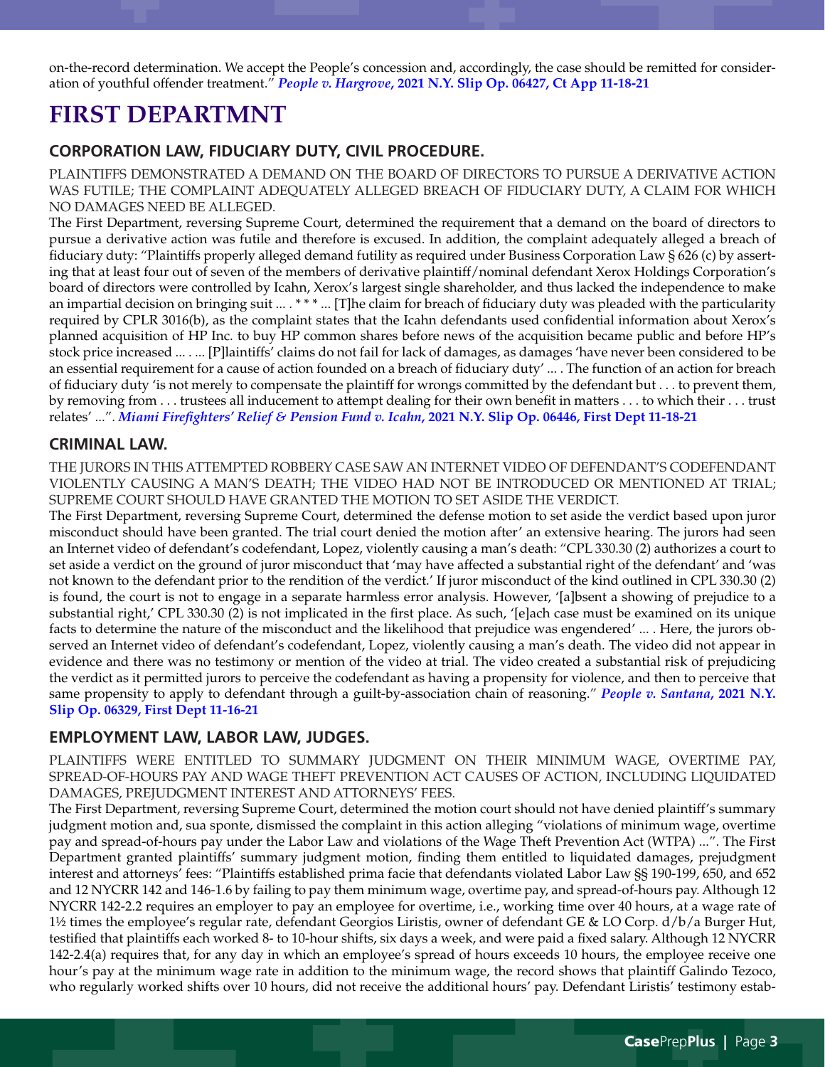on-the-record determination. We accept the People's concession and, accordingly, the case should be remitted for consideration of youthful offender treatment." ***People v. Hargrove*, 2021 N.Y. Slip Op. 06427, Ct App 11-18-21**

# FIRST DEPARTMNT

## CORPORATION LAW, FIDUCIARY DUTY, CIVIL PROCEDURE.

PLAINTIFFS DEMONSTRATED A DEMAND ON THE BOARD OF DIRECTORS TO PURSUE A DERIVATIVE ACTION WAS FUTILE; THE COMPLAINT ADEQUATELY ALLEGED BREACH OF FIDUCIARY DUTY, A CLAIM FOR WHICH NO DAMAGES NEED BE ALLEGED.

The First Department, reversing Supreme Court, determined the requirement that a demand on the board of directors to pursue a derivative action was futile and therefore is excused. In addition, the complaint adequately alleged a breach of fiduciary duty: "Plaintiffs properly alleged demand futility as required under Business Corporation Law § 626 (c) by asserting that at least four out of seven of the members of derivative plaintiff/nominal defendant Xerox Holdings Corporation's board of directors were controlled by Icahn, Xerox's largest single shareholder, and thus lacked the independence to make an impartial decision on bringing suit ... . * * * ... [T]he claim for breach of fiduciary duty was pleaded with the particularity required by CPLR 3016(b), as the complaint states that the Icahn defendants used confidential information about Xerox's planned acquisition of HP Inc. to buy HP common shares before news of the acquisition became public and before HP's stock price increased ... . ... [P]laintiffs' claims do not fail for lack of damages, as damages 'have never been considered to be an essential requirement for a cause of action founded on a breach of fiduciary duty' ... . The function of an action for breach of fiduciary duty 'is not merely to compensate the plaintiff for wrongs committed by the defendant but . . . to prevent them, by removing from . . . trustees all inducement to attempt dealing for their own benefit in matters . . . to which their . . . trust relates' ...". ***Miami Firefighters' Relief & Pension Fund v. Icahn*, 2021 N.Y. Slip Op. 06446, First Dept 11-18-21**

## CRIMINAL LAW.

THE JURORS IN THIS ATTEMPTED ROBBERY CASE SAW AN INTERNET VIDEO OF DEFENDANT'S CODEFENDANT VIOLENTLY CAUSING A MAN'S DEATH; THE VIDEO HAD NOT BE INTRODUCED OR MENTIONED AT TRIAL; SUPREME COURT SHOULD HAVE GRANTED THE MOTION TO SET ASIDE THE VERDICT.

The First Department, reversing Supreme Court, determined the defense motion to set aside the verdict based upon juror misconduct should have been granted. The trial court denied the motion after' an extensive hearing. The jurors had seen an Internet video of defendant's codefendant, Lopez, violently causing a man's death: "CPL 330.30 (2) authorizes a court to set aside a verdict on the ground of juror misconduct that 'may have affected a substantial right of the defendant' and 'was not known to the defendant prior to the rendition of the verdict.' If juror misconduct of the kind outlined in CPL 330.30 (2) is found, the court is not to engage in a separate harmless error analysis. However, '[a]bsent a showing of prejudice to a substantial right,' CPL 330.30 (2) is not implicated in the first place. As such, '[e]ach case must be examined on its unique facts to determine the nature of the misconduct and the likelihood that prejudice was engendered' ... . Here, the jurors observed an Internet video of defendant's codefendant, Lopez, violently causing a man's death. The video did not appear in evidence and there was no testimony or mention of the video at trial. The video created a substantial risk of prejudicing the verdict as it permitted jurors to perceive the codefendant as having a propensity for violence, and then to perceive that same propensity to apply to defendant through a guilt-by-association chain of reasoning." ***People v. Santana*, 2021 N.Y. Slip Op. 06329, First Dept 11-16-21**

## EMPLOYMENT LAW, LABOR LAW, JUDGES.

PLAINTIFFS WERE ENTITLED TO SUMMARY JUDGMENT ON THEIR MINIMUM WAGE, OVERTIME PAY, SPREAD-OF-HOURS PAY AND WAGE THEFT PREVENTION ACT CAUSES OF ACTION, INCLUDING LIQUIDATED DAMAGES, PREJUDGMENT INTEREST AND ATTORNEYS' FEES.

The First Department, reversing Supreme Court, determined the motion court should not have denied plaintiff's summary judgment motion and, sua sponte, dismissed the complaint in this action alleging "violations of minimum wage, overtime pay and spread-of-hours pay under the Labor Law and violations of the Wage Theft Prevention Act (WTPA) ...". The First Department granted plaintiffs' summary judgment motion, finding them entitled to liquidated damages, prejudgment interest and attorneys' fees: "Plaintiffs established prima facie that defendants violated Labor Law §§ 190-199, 650, and 652 and 12 NYCRR 142 and 146-1.6 by failing to pay them minimum wage, overtime pay, and spread-of-hours pay. Although 12 NYCRR 142-2.2 requires an employer to pay an employee for overtime, i.e., working time over 40 hours, at a wage rate of 1½ times the employee's regular rate, defendant Georgios Liristis, owner of defendant GE & LO Corp. d/b/a Burger Hut, testified that plaintiffs each worked 8- to 10-hour shifts, six days a week, and were paid a fixed salary. Although 12 NYCRR 142-2.4(a) requires that, for any day in which an employee's spread of hours exceeds 10 hours, the employee receive one hour's pay at the minimum wage rate in addition to the minimum wage, the record shows that plaintiff Galindo Tezoco, who regularly worked shifts over 10 hours, did not receive the additional hours' pay. Defendant Liristis' testimony estab-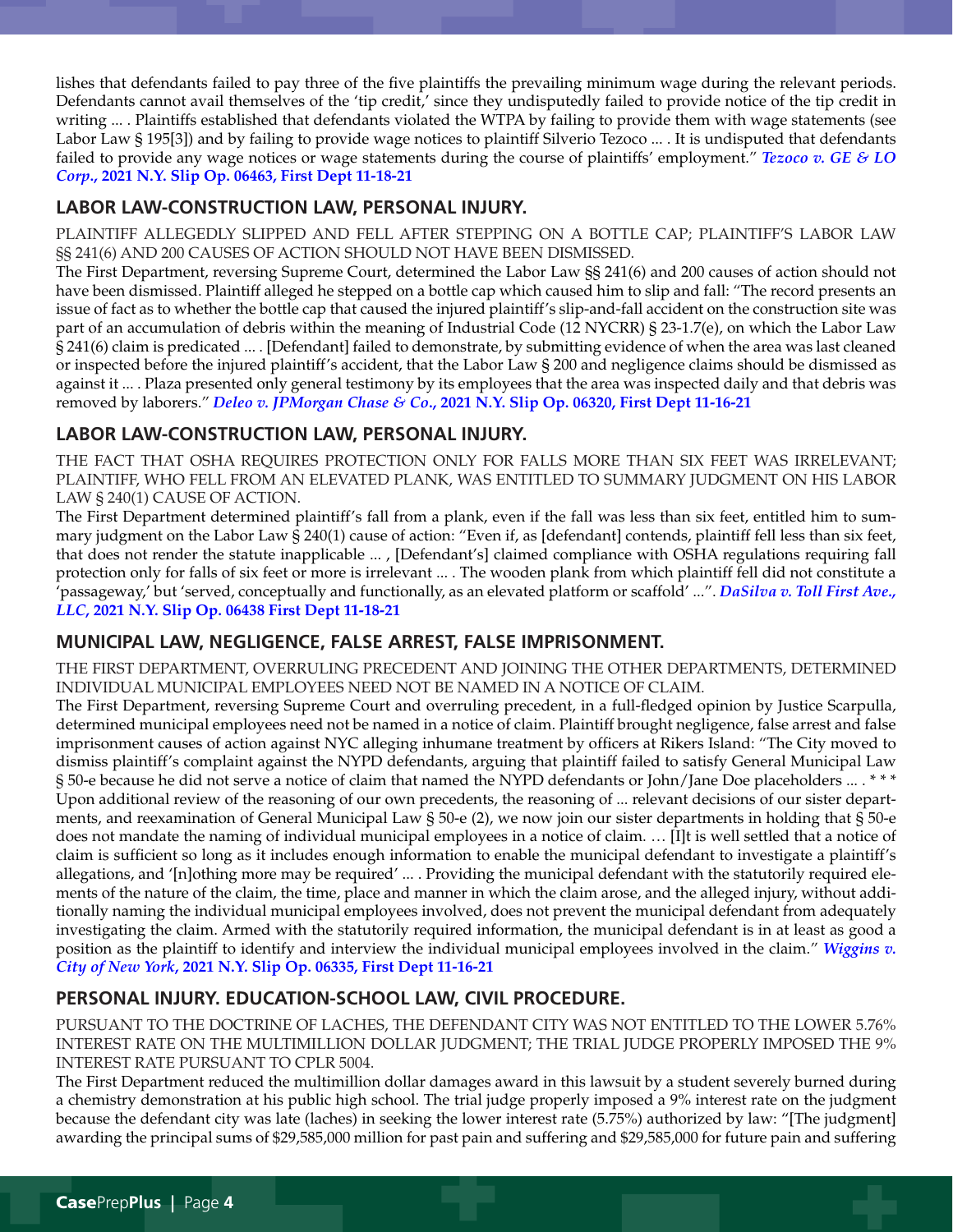lishes that defendants failed to pay three of the five plaintiffs the prevailing minimum wage during the relevant periods. Defendants cannot avail themselves of the 'tip credit,' since they undisputedly failed to provide notice of the tip credit in writing ... . Plaintiffs established that defendants violated the WTPA by failing to provide them with wage statements (see Labor Law § 195[3]) and by failing to provide wage notices to plaintiff Silverio Tezoco ... . It is undisputed that defendants failed to provide any wage notices or wage statements during the course of plaintiffs' employment." ***Tezoco v. GE & LO Corp.*, 2021 N.Y. Slip Op. 06463, First Dept 11-18-21**

## LABOR LAW-CONSTRUCTION LAW, PERSONAL INJURY.

PLAINTIFF ALLEGEDLY SLIPPED AND FELL AFTER STEPPING ON A BOTTLE CAP; PLAINTIFF'S LABOR LAW §§ 241(6) AND 200 CAUSES OF ACTION SHOULD NOT HAVE BEEN DISMISSED.

The First Department, reversing Supreme Court, determined the Labor Law §§ 241(6) and 200 causes of action should not have been dismissed. Plaintiff alleged he stepped on a bottle cap which caused him to slip and fall: "The record presents an issue of fact as to whether the bottle cap that caused the injured plaintiff's slip-and-fall accident on the construction site was part of an accumulation of debris within the meaning of Industrial Code (12 NYCRR) § 23-1.7(e), on which the Labor Law § 241(6) claim is predicated ... . [Defendant] failed to demonstrate, by submitting evidence of when the area was last cleaned or inspected before the injured plaintiff's accident, that the Labor Law § 200 and negligence claims should be dismissed as against it ... . Plaza presented only general testimony by its employees that the area was inspected daily and that debris was removed by laborers." ***Deleo v. JPMorgan Chase & Co.*, 2021 N.Y. Slip Op. 06320, First Dept 11-16-21**

## LABOR LAW-CONSTRUCTION LAW, PERSONAL INJURY.

THE FACT THAT OSHA REQUIRES PROTECTION ONLY FOR FALLS MORE THAN SIX FEET WAS IRRELEVANT; PLAINTIFF, WHO FELL FROM AN ELEVATED PLANK, WAS ENTITLED TO SUMMARY JUDGMENT ON HIS LABOR LAW § 240(1) CAUSE OF ACTION.

The First Department determined plaintiff's fall from a plank, even if the fall was less than six feet, entitled him to summary judgment on the Labor Law § 240(1) cause of action: "Even if, as [defendant] contends, plaintiff fell less than six feet, that does not render the statute inapplicable ... , [Defendant's] claimed compliance with OSHA regulations requiring fall protection only for falls of six feet or more is irrelevant ... . The wooden plank from which plaintiff fell did not constitute a 'passageway,' but 'served, conceptually and functionally, as an elevated platform or scaffold' ...". ***DaSilva v. Toll First Ave., LLC*, 2021 N.Y. Slip Op. 06438 First Dept 11-18-21**

## MUNICIPAL LAW, NEGLIGENCE, FALSE ARREST, FALSE IMPRISONMENT.

THE FIRST DEPARTMENT, OVERRULING PRECEDENT AND JOINING THE OTHER DEPARTMENTS, DETERMINED INDIVIDUAL MUNICIPAL EMPLOYEES NEED NOT BE NAMED IN A NOTICE OF CLAIM.

The First Department, reversing Supreme Court and overruling precedent, in a full-fledged opinion by Justice Scarpulla, determined municipal employees need not be named in a notice of claim. Plaintiff brought negligence, false arrest and false imprisonment causes of action against NYC alleging inhumane treatment by officers at Rikers Island: "The City moved to dismiss plaintiff's complaint against the NYPD defendants, arguing that plaintiff failed to satisfy General Municipal Law § 50-e because he did not serve a notice of claim that named the NYPD defendants or John/Jane Doe placeholders ... . * * * Upon additional review of the reasoning of our own precedents, the reasoning of ... relevant decisions of our sister departments, and reexamination of General Municipal Law § 50-e (2), we now join our sister departments in holding that § 50-e does not mandate the naming of individual municipal employees in a notice of claim. … [I]t is well settled that a notice of claim is sufficient so long as it includes enough information to enable the municipal defendant to investigate a plaintiff's allegations, and '[n]othing more may be required' ... . Providing the municipal defendant with the statutorily required elements of the nature of the claim, the time, place and manner in which the claim arose, and the alleged injury, without additionally naming the individual municipal employees involved, does not prevent the municipal defendant from adequately investigating the claim. Armed with the statutorily required information, the municipal defendant is in at least as good a position as the plaintiff to identify and interview the individual municipal employees involved in the claim." ***Wiggins v. City of New York*, 2021 N.Y. Slip Op. 06335, First Dept 11-16-21**

## PERSONAL INJURY. EDUCATION-SCHOOL LAW, CIVIL PROCEDURE.

PURSUANT TO THE DOCTRINE OF LACHES, THE DEFENDANT CITY WAS NOT ENTITLED TO THE LOWER 5.76% INTEREST RATE ON THE MULTIMILLION DOLLAR JUDGMENT; THE TRIAL JUDGE PROPERLY IMPOSED THE 9% INTEREST RATE PURSUANT TO CPLR 5004.

The First Department reduced the multimillion dollar damages award in this lawsuit by a student severely burned during a chemistry demonstration at his public high school. The trial judge properly imposed a 9% interest rate on the judgment because the defendant city was late (laches) in seeking the lower interest rate (5.75%) authorized by law: "[The judgment] awarding the principal sums of $29,585,000 million for past pain and suffering and $29,585,000 for future pain and suffering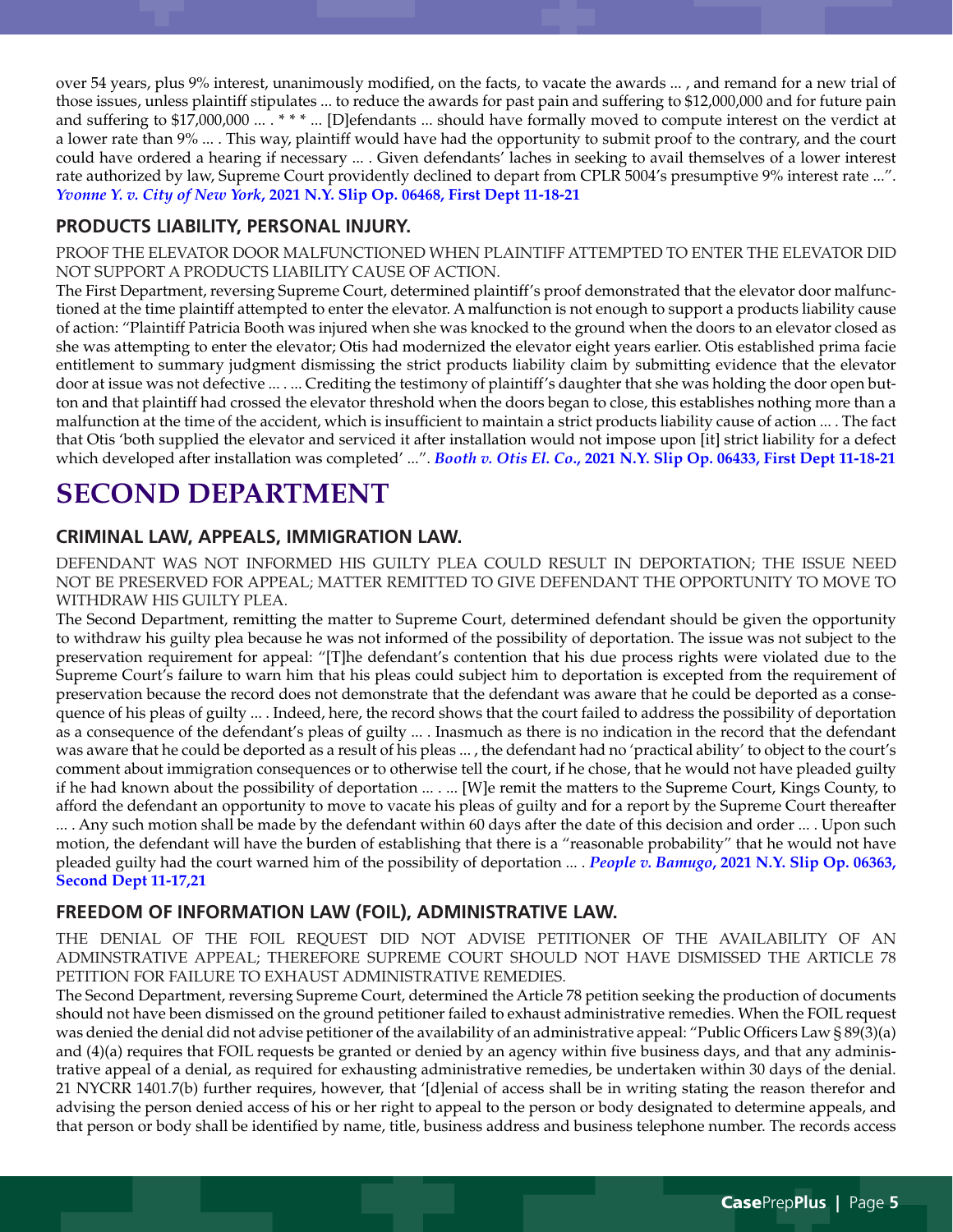over 54 years, plus 9% interest, unanimously modified, on the facts, to vacate the awards ... , and remand for a new trial of those issues, unless plaintiff stipulates ... to reduce the awards for past pain and suffering to $12,000,000 and for future pain and suffering to $17,000,000 ... . * * * ... [D]efendants ... should have formally moved to compute interest on the verdict at a lower rate than 9% ... . This way, plaintiff would have had the opportunity to submit proof to the contrary, and the court could have ordered a hearing if necessary ... . Given defendants' laches in seeking to avail themselves of a lower interest rate authorized by law, Supreme Court providently declined to depart from CPLR 5004's presumptive 9% interest rate ...". ***Yvonne Y. v. City of New York*, 2021 N.Y. Slip Op. 06468, First Dept 11-18-21**

### PRODUCTS LIABILITY, PERSONAL INJURY.

PROOF THE ELEVATOR DOOR MALFUNCTIONED WHEN PLAINTIFF ATTEMPTED TO ENTER THE ELEVATOR DID NOT SUPPORT A PRODUCTS LIABILITY CAUSE OF ACTION.

The First Department, reversing Supreme Court, determined plaintiff's proof demonstrated that the elevator door malfunctioned at the time plaintiff attempted to enter the elevator. A malfunction is not enough to support a products liability cause of action: "Plaintiff Patricia Booth was injured when she was knocked to the ground when the doors to an elevator closed as she was attempting to enter the elevator; Otis had modernized the elevator eight years earlier. Otis established prima facie entitlement to summary judgment dismissing the strict products liability claim by submitting evidence that the elevator door at issue was not defective ... . ... Crediting the testimony of plaintiff's daughter that she was holding the door open button and that plaintiff had crossed the elevator threshold when the doors began to close, this establishes nothing more than a malfunction at the time of the accident, which is insufficient to maintain a strict products liability cause of action ... . The fact that Otis 'both supplied the elevator and serviced it after installation would not impose upon [it] strict liability for a defect which developed after installation was completed' ...". ***Booth v. Otis El. Co.*, 2021 N.Y. Slip Op. 06433, First Dept 11-18-21**

# SECOND DEPARTMENT

### CRIMINAL LAW, APPEALS, IMMIGRATION LAW.

DEFENDANT WAS NOT INFORMED HIS GUILTY PLEA COULD RESULT IN DEPORTATION; THE ISSUE NEED NOT BE PRESERVED FOR APPEAL; MATTER REMITTED TO GIVE DEFENDANT THE OPPORTUNITY TO MOVE TO WITHDRAW HIS GUILTY PLEA.

The Second Department, remitting the matter to Supreme Court, determined defendant should be given the opportunity to withdraw his guilty plea because he was not informed of the possibility of deportation. The issue was not subject to the preservation requirement for appeal: "[T]he defendant's contention that his due process rights were violated due to the Supreme Court's failure to warn him that his pleas could subject him to deportation is excepted from the requirement of preservation because the record does not demonstrate that the defendant was aware that he could be deported as a consequence of his pleas of guilty ... . Indeed, here, the record shows that the court failed to address the possibility of deportation as a consequence of the defendant's pleas of guilty ... . Inasmuch as there is no indication in the record that the defendant was aware that he could be deported as a result of his pleas ... , the defendant had no 'practical ability' to object to the court's comment about immigration consequences or to otherwise tell the court, if he chose, that he would not have pleaded guilty if he had known about the possibility of deportation ... . ... [W]e remit the matters to the Supreme Court, Kings County, to afford the defendant an opportunity to move to vacate his pleas of guilty and for a report by the Supreme Court thereafter ... . Any such motion shall be made by the defendant within 60 days after the date of this decision and order ... . Upon such motion, the defendant will have the burden of establishing that there is a "reasonable probability" that he would not have pleaded guilty had the court warned him of the possibility of deportation ... . ***People v. Bamugo*, 2021 N.Y. Slip Op. 06363, Second Dept 11-17,21**

### FREEDOM OF INFORMATION LAW (FOIL), ADMINISTRATIVE LAW.

THE DENIAL OF THE FOIL REQUEST DID NOT ADVISE PETITIONER OF THE AVAILABILITY OF AN ADMINSTRATIVE APPEAL; THEREFORE SUPREME COURT SHOULD NOT HAVE DISMISSED THE ARTICLE 78 PETITION FOR FAILURE TO EXHAUST ADMINISTRATIVE REMEDIES.

The Second Department, reversing Supreme Court, determined the Article 78 petition seeking the production of documents should not have been dismissed on the ground petitioner failed to exhaust administrative remedies. When the FOIL request was denied the denial did not advise petitioner of the availability of an administrative appeal: "Public Officers Law § 89(3)(a) and (4)(a) requires that FOIL requests be granted or denied by an agency within five business days, and that any administrative appeal of a denial, as required for exhausting administrative remedies, be undertaken within 30 days of the denial. 21 NYCRR 1401.7(b) further requires, however, that '[d]enial of access shall be in writing stating the reason therefor and advising the person denied access of his or her right to appeal to the person or body designated to determine appeals, and that person or body shall be identified by name, title, business address and business telephone number. The records access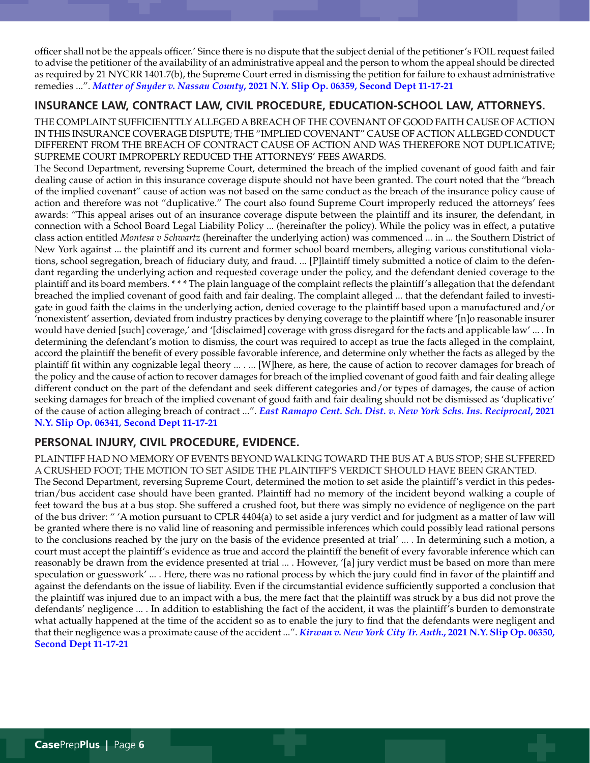officer shall not be the appeals officer.' Since there is no dispute that the subject denial of the petitioner's FOIL request failed to advise the petitioner of the availability of an administrative appeal and the person to whom the appeal should be directed as required by 21 NYCRR 1401.7(b), the Supreme Court erred in dismissing the petition for failure to exhaust administrative remedies ...". ***Matter of Snyder v. Nassau County*, 2021 N.Y. Slip Op. 06359, Second Dept 11-17-21**

## INSURANCE LAW, CONTRACT LAW, CIVIL PROCEDURE, EDUCATION-SCHOOL LAW, ATTORNEYS.

THE COMPLAINT SUFFICIENTTLY ALLEGED A BREACH OF THE COVENANT OF GOOD FAITH CAUSE OF ACTION IN THIS INSURANCE COVERAGE DISPUTE; THE "IMPLIED COVENANT" CAUSE OF ACTION ALLEGED CONDUCT DIFFERENT FROM THE BREACH OF CONTRACT CAUSE OF ACTION AND WAS THEREFORE NOT DUPLICATIVE; SUPREME COURT IMPROPERLY REDUCED THE ATTORNEYS' FEES AWARDS.

The Second Department, reversing Supreme Court, determined the breach of the implied covenant of good faith and fair dealing cause of action in this insurance coverage dispute should not have been granted. The court noted that the "breach of the implied covenant" cause of action was not based on the same conduct as the breach of the insurance policy cause of action and therefore was not "duplicative." The court also found Supreme Court improperly reduced the attorneys' fees awards: "This appeal arises out of an insurance coverage dispute between the plaintiff and its insurer, the defendant, in connection with a School Board Legal Liability Policy ... (hereinafter the policy). While the policy was in effect, a putative class action entitled *Montesa v Schwartz* (hereinafter the underlying action) was commenced ... in ... the Southern District of New York against ... the plaintiff and its current and former school board members, alleging various constitutional violations, school segregation, breach of fiduciary duty, and fraud. ... [P]laintiff timely submitted a notice of claim to the defendant regarding the underlying action and requested coverage under the policy, and the defendant denied coverage to the plaintiff and its board members. * * * The plain language of the complaint reflects the plaintiff's allegation that the defendant breached the implied covenant of good faith and fair dealing. The complaint alleged ... that the defendant failed to investigate in good faith the claims in the underlying action, denied coverage to the plaintiff based upon a manufactured and/or 'nonexistent' assertion, deviated from industry practices by denying coverage to the plaintiff where '[n]o reasonable insurer would have denied [such] coverage,' and '[disclaimed] coverage with gross disregard for the facts and applicable law' ... . In determining the defendant's motion to dismiss, the court was required to accept as true the facts alleged in the complaint, accord the plaintiff the benefit of every possible favorable inference, and determine only whether the facts as alleged by the plaintiff fit within any cognizable legal theory ... . ... [W]here, as here, the cause of action to recover damages for breach of the policy and the cause of action to recover damages for breach of the implied covenant of good faith and fair dealing allege different conduct on the part of the defendant and seek different categories and/or types of damages, the cause of action seeking damages for breach of the implied covenant of good faith and fair dealing should not be dismissed as 'duplicative' of the cause of action alleging breach of contract ...". ***East Ramapo Cent. Sch. Dist. v. New York Schs. Ins. Reciprocal*, 2021 N.Y. Slip Op. 06341, Second Dept 11-17-21**

## PERSONAL INJURY, CIVIL PROCEDURE, EVIDENCE.

PLAINTIFF HAD NO MEMORY OF EVENTS BEYOND WALKING TOWARD THE BUS AT A BUS STOP; SHE SUFFERED A CRUSHED FOOT; THE MOTION TO SET ASIDE THE PLAINTIFF'S VERDICT SHOULD HAVE BEEN GRANTED.

The Second Department, reversing Supreme Court, determined the motion to set aside the plaintiff's verdict in this pedestrian/bus accident case should have been granted. Plaintiff had no memory of the incident beyond walking a couple of feet toward the bus at a bus stop. She suffered a crushed foot, but there was simply no evidence of negligence on the part of the bus driver: " 'A motion pursuant to CPLR 4404(a) to set aside a jury verdict and for judgment as a matter of law will be granted where there is no valid line of reasoning and permissible inferences which could possibly lead rational persons to the conclusions reached by the jury on the basis of the evidence presented at trial' ... . In determining such a motion, a court must accept the plaintiff's evidence as true and accord the plaintiff the benefit of every favorable inference which can reasonably be drawn from the evidence presented at trial ... . However, '[a] jury verdict must be based on more than mere speculation or guesswork' ... . Here, there was no rational process by which the jury could find in favor of the plaintiff and against the defendants on the issue of liability. Even if the circumstantial evidence sufficiently supported a conclusion that the plaintiff was injured due to an impact with a bus, the mere fact that the plaintiff was struck by a bus did not prove the defendants' negligence ... . In addition to establishing the fact of the accident, it was the plaintiff's burden to demonstrate what actually happened at the time of the accident so as to enable the jury to find that the defendants were negligent and that their negligence was a proximate cause of the accident ...". ***Kirwan v. New York City Tr. Auth.*, 2021 N.Y. Slip Op. 06350, Second Dept 11-17-21**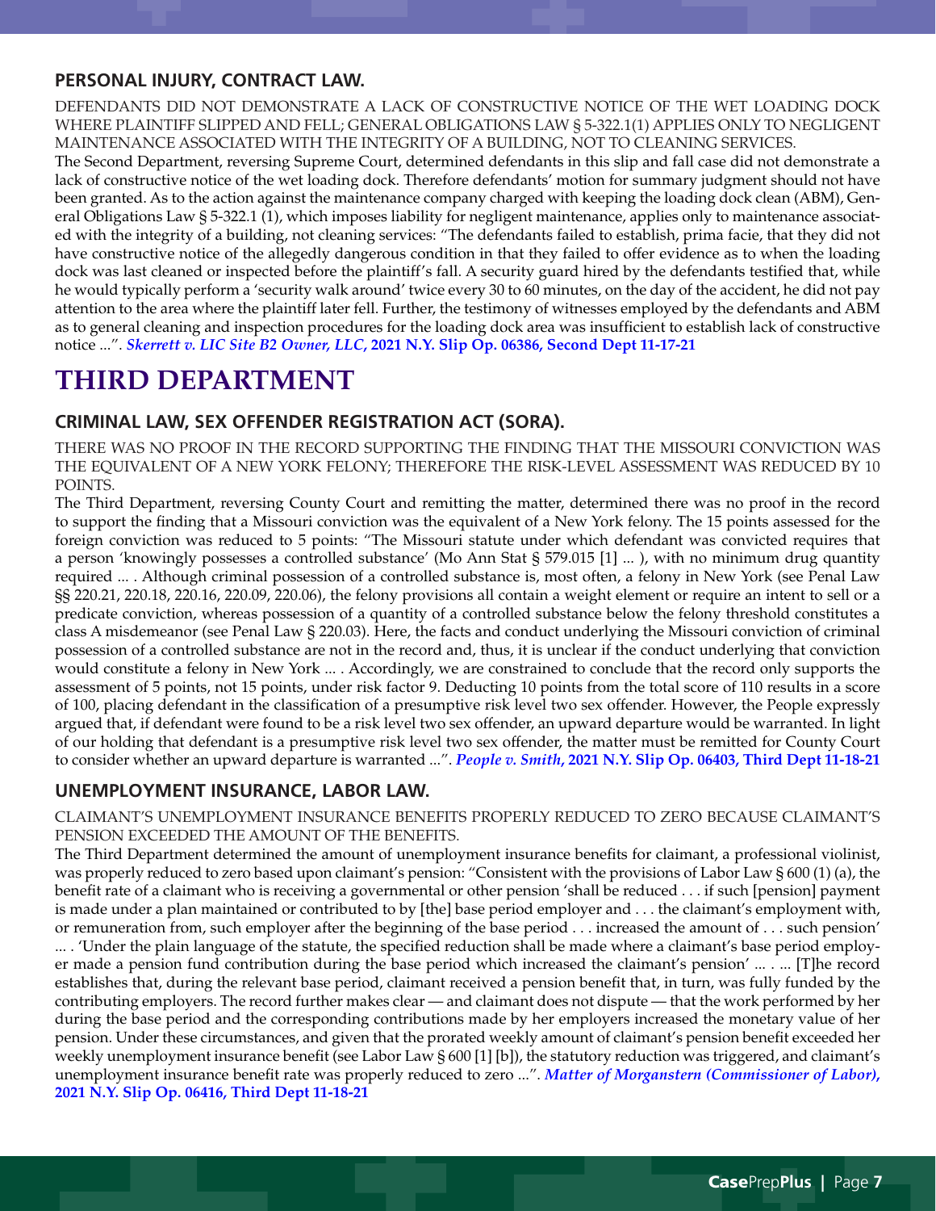### PERSONAL INJURY, CONTRACT LAW.

DEFENDANTS DID NOT DEMONSTRATE A LACK OF CONSTRUCTIVE NOTICE OF THE WET LOADING DOCK WHERE PLAINTIFF SLIPPED AND FELL; GENERAL OBLIGATIONS LAW § 5-322.1(1) APPLIES ONLY TO NEGLIGENT MAINTENANCE ASSOCIATED WITH THE INTEGRITY OF A BUILDING, NOT TO CLEANING SERVICES.

The Second Department, reversing Supreme Court, determined defendants in this slip and fall case did not demonstrate a lack of constructive notice of the wet loading dock. Therefore defendants' motion for summary judgment should not have been granted. As to the action against the maintenance company charged with keeping the loading dock clean (ABM), General Obligations Law § 5-322.1 (1), which imposes liability for negligent maintenance, applies only to maintenance associated with the integrity of a building, not cleaning services: "The defendants failed to establish, prima facie, that they did not have constructive notice of the allegedly dangerous condition in that they failed to offer evidence as to when the loading dock was last cleaned or inspected before the plaintiff's fall. A security guard hired by the defendants testified that, while he would typically perform a 'security walk around' twice every 30 to 60 minutes, on the day of the accident, he did not pay attention to the area where the plaintiff later fell. Further, the testimony of witnesses employed by the defendants and ABM as to general cleaning and inspection procedures for the loading dock area was insufficient to establish lack of constructive notice ...". ***Skerrett v. LIC Site B2 Owner, LLC*, 2021 N.Y. Slip Op. 06386, Second Dept 11-17-21**

# THIRD DEPARTMENT

### CRIMINAL LAW, SEX OFFENDER REGISTRATION ACT (SORA).

THERE WAS NO PROOF IN THE RECORD SUPPORTING THE FINDING THAT THE MISSOURI CONVICTION WAS THE EQUIVALENT OF A NEW YORK FELONY; THEREFORE THE RISK-LEVEL ASSESSMENT WAS REDUCED BY 10 POINTS.

The Third Department, reversing County Court and remitting the matter, determined there was no proof in the record to support the finding that a Missouri conviction was the equivalent of a New York felony. The 15 points assessed for the foreign conviction was reduced to 5 points: "The Missouri statute under which defendant was convicted requires that a person 'knowingly possesses a controlled substance' (Mo Ann Stat § 579.015 [1] ... ), with no minimum drug quantity required ... . Although criminal possession of a controlled substance is, most often, a felony in New York (see Penal Law §§ 220.21, 220.18, 220.16, 220.09, 220.06), the felony provisions all contain a weight element or require an intent to sell or a predicate conviction, whereas possession of a quantity of a controlled substance below the felony threshold constitutes a class A misdemeanor (see Penal Law § 220.03). Here, the facts and conduct underlying the Missouri conviction of criminal possession of a controlled substance are not in the record and, thus, it is unclear if the conduct underlying that conviction would constitute a felony in New York ... . Accordingly, we are constrained to conclude that the record only supports the assessment of 5 points, not 15 points, under risk factor 9. Deducting 10 points from the total score of 110 results in a score of 100, placing defendant in the classification of a presumptive risk level two sex offender. However, the People expressly argued that, if defendant were found to be a risk level two sex offender, an upward departure would be warranted. In light of our holding that defendant is a presumptive risk level two sex offender, the matter must be remitted for County Court to consider whether an upward departure is warranted ...". ***People v. Smith*, 2021 N.Y. Slip Op. 06403, Third Dept 11-18-21**

### UNEMPLOYMENT INSURANCE, LABOR LAW.

CLAIMANT'S UNEMPLOYMENT INSURANCE BENEFITS PROPERLY REDUCED TO ZERO BECAUSE CLAIMANT'S PENSION EXCEEDED THE AMOUNT OF THE BENEFITS.

The Third Department determined the amount of unemployment insurance benefits for claimant, a professional violinist, was properly reduced to zero based upon claimant's pension: "Consistent with the provisions of Labor Law § 600 (1) (a), the benefit rate of a claimant who is receiving a governmental or other pension 'shall be reduced . . . if such [pension] payment is made under a plan maintained or contributed to by [the] base period employer and . . . the claimant's employment with, or remuneration from, such employer after the beginning of the base period . . . increased the amount of . . . such pension' ... . 'Under the plain language of the statute, the specified reduction shall be made where a claimant's base period employer made a pension fund contribution during the base period which increased the claimant's pension' ... . ... [T]he record establishes that, during the relevant base period, claimant received a pension benefit that, in turn, was fully funded by the contributing employers. The record further makes clear — and claimant does not dispute — that the work performed by her during the base period and the corresponding contributions made by her employers increased the monetary value of her pension. Under these circumstances, and given that the prorated weekly amount of claimant's pension benefit exceeded her weekly unemployment insurance benefit (see Labor Law § 600 [1] [b]), the statutory reduction was triggered, and claimant's unemployment insurance benefit rate was properly reduced to zero ...". ***Matter of Morganstern (Commissioner of Labor)*, 2021 N.Y. Slip Op. 06416, Third Dept 11-18-21**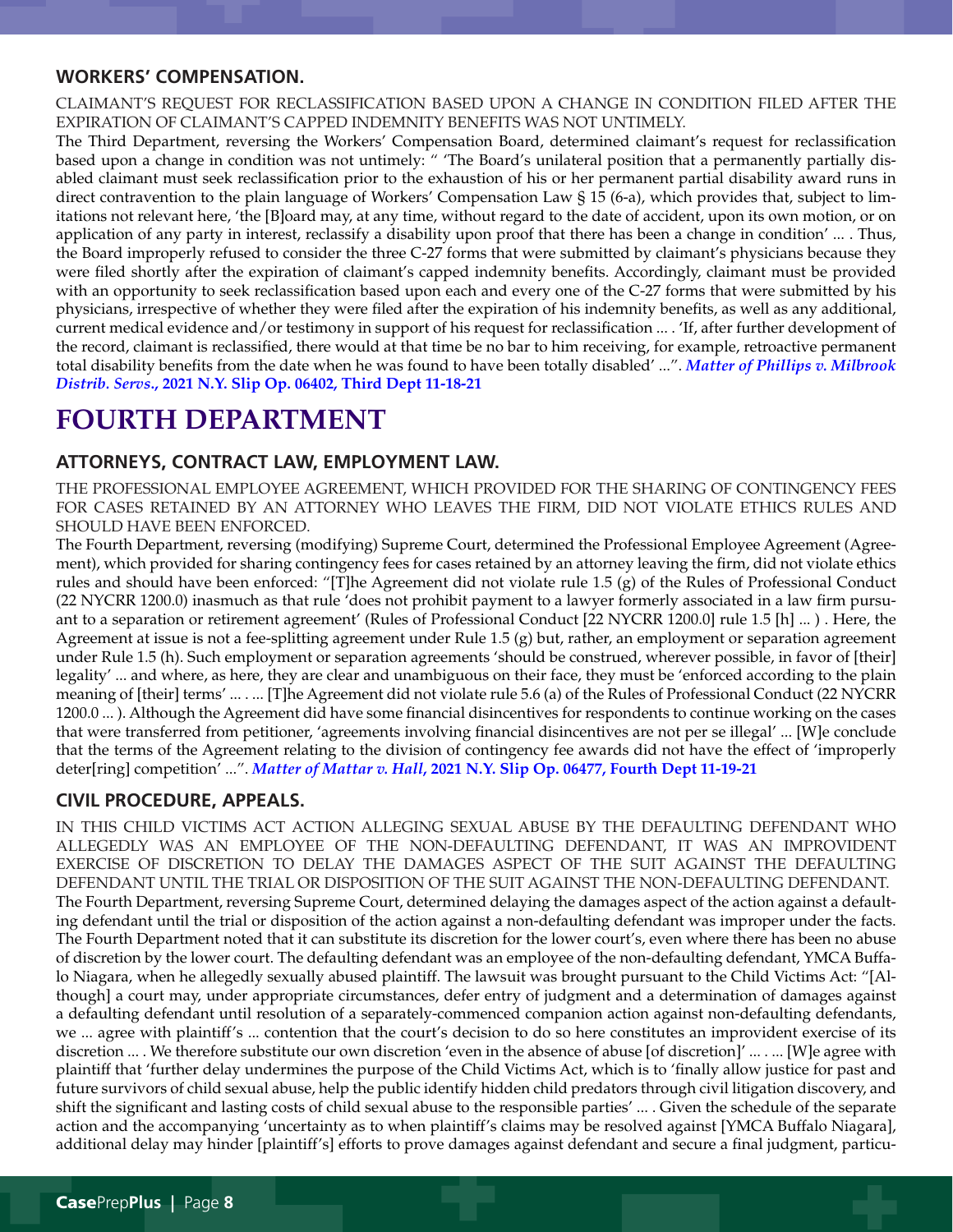### WORKERS' COMPENSATION.

CLAIMANT'S REQUEST FOR RECLASSIFICATION BASED UPON A CHANGE IN CONDITION FILED AFTER THE EXPIRATION OF CLAIMANT'S CAPPED INDEMNITY BENEFITS WAS NOT UNTIMELY.

The Third Department, reversing the Workers' Compensation Board, determined claimant's request for reclassification based upon a change in condition was not untimely: " 'The Board's unilateral position that a permanently partially disabled claimant must seek reclassification prior to the exhaustion of his or her permanent partial disability award runs in direct contravention to the plain language of Workers' Compensation Law § 15 (6-a), which provides that, subject to limitations not relevant here, 'the [B]oard may, at any time, without regard to the date of accident, upon its own motion, or on application of any party in interest, reclassify a disability upon proof that there has been a change in condition' ... . Thus, the Board improperly refused to consider the three C-27 forms that were submitted by claimant's physicians because they were filed shortly after the expiration of claimant's capped indemnity benefits. Accordingly, claimant must be provided with an opportunity to seek reclassification based upon each and every one of the C-27 forms that were submitted by his physicians, irrespective of whether they were filed after the expiration of his indemnity benefits, as well as any additional, current medical evidence and/or testimony in support of his request for reclassification ... . 'If, after further development of the record, claimant is reclassified, there would at that time be no bar to him receiving, for example, retroactive permanent total disability benefits from the date when he was found to have been totally disabled' ...". ***Matter of Phillips v. Milbrook Distrib. Servs*., 2021 N.Y. Slip Op. 06402, Third Dept 11-18-21**

# FOURTH DEPARTMENT

### ATTORNEYS, CONTRACT LAW, EMPLOYMENT LAW.

THE PROFESSIONAL EMPLOYEE AGREEMENT, WHICH PROVIDED FOR THE SHARING OF CONTINGENCY FEES FOR CASES RETAINED BY AN ATTORNEY WHO LEAVES THE FIRM, DID NOT VIOLATE ETHICS RULES AND SHOULD HAVE BEEN ENFORCED.

The Fourth Department, reversing (modifying) Supreme Court, determined the Professional Employee Agreement (Agreement), which provided for sharing contingency fees for cases retained by an attorney leaving the firm, did not violate ethics rules and should have been enforced: "[T]he Agreement did not violate rule 1.5 (g) of the Rules of Professional Conduct (22 NYCRR 1200.0) inasmuch as that rule 'does not prohibit payment to a lawyer formerly associated in a law firm pursuant to a separation or retirement agreement' (Rules of Professional Conduct [22 NYCRR 1200.0] rule 1.5 [h] ... ) . Here, the Agreement at issue is not a fee-splitting agreement under Rule 1.5 (g) but, rather, an employment or separation agreement under Rule 1.5 (h). Such employment or separation agreements 'should be construed, wherever possible, in favor of [their] legality' ... and where, as here, they are clear and unambiguous on their face, they must be 'enforced according to the plain meaning of [their] terms' ... . ... [T]he Agreement did not violate rule 5.6 (a) of the Rules of Professional Conduct (22 NYCRR 1200.0 ... ). Although the Agreement did have some financial disincentives for respondents to continue working on the cases that were transferred from petitioner, 'agreements involving financial disincentives are not per se illegal' ... [W]e conclude that the terms of the Agreement relating to the division of contingency fee awards did not have the effect of 'improperly deter[ring] competition' ...". ***Matter of Mattar v. Hall*, 2021 N.Y. Slip Op. 06477, Fourth Dept 11-19-21**

### CIVIL PROCEDURE, APPEALS.

IN THIS CHILD VICTIMS ACT ACTION ALLEGING SEXUAL ABUSE BY THE DEFAULTING DEFENDANT WHO ALLEGEDLY WAS AN EMPLOYEE OF THE NON-DEFAULTING DEFENDANT, IT WAS AN IMPROVIDENT EXERCISE OF DISCRETION TO DELAY THE DAMAGES ASPECT OF THE SUIT AGAINST THE DEFAULTING DEFENDANT UNTIL THE TRIAL OR DISPOSITION OF THE SUIT AGAINST THE NON-DEFAULTING DEFENDANT.

The Fourth Department, reversing Supreme Court, determined delaying the damages aspect of the action against a defaulting defendant until the trial or disposition of the action against a non-defaulting defendant was improper under the facts. The Fourth Department noted that it can substitute its discretion for the lower court's, even where there has been no abuse of discretion by the lower court. The defaulting defendant was an employee of the non-defaulting defendant, YMCA Buffalo Niagara, when he allegedly sexually abused plaintiff. The lawsuit was brought pursuant to the Child Victims Act: "[Although] a court may, under appropriate circumstances, defer entry of judgment and a determination of damages against a defaulting defendant until resolution of a separately-commenced companion action against non-defaulting defendants, we ... agree with plaintiff's ... contention that the court's decision to do so here constitutes an improvident exercise of its discretion ... . We therefore substitute our own discretion 'even in the absence of abuse [of discretion]' ... . ... [W]e agree with plaintiff that 'further delay undermines the purpose of the Child Victims Act, which is to 'finally allow justice for past and future survivors of child sexual abuse, help the public identify hidden child predators through civil litigation discovery, and shift the significant and lasting costs of child sexual abuse to the responsible parties' ... . Given the schedule of the separate action and the accompanying 'uncertainty as to when plaintiff's claims may be resolved against [YMCA Buffalo Niagara], additional delay may hinder [plaintiff's] efforts to prove damages against defendant and secure a final judgment, particu-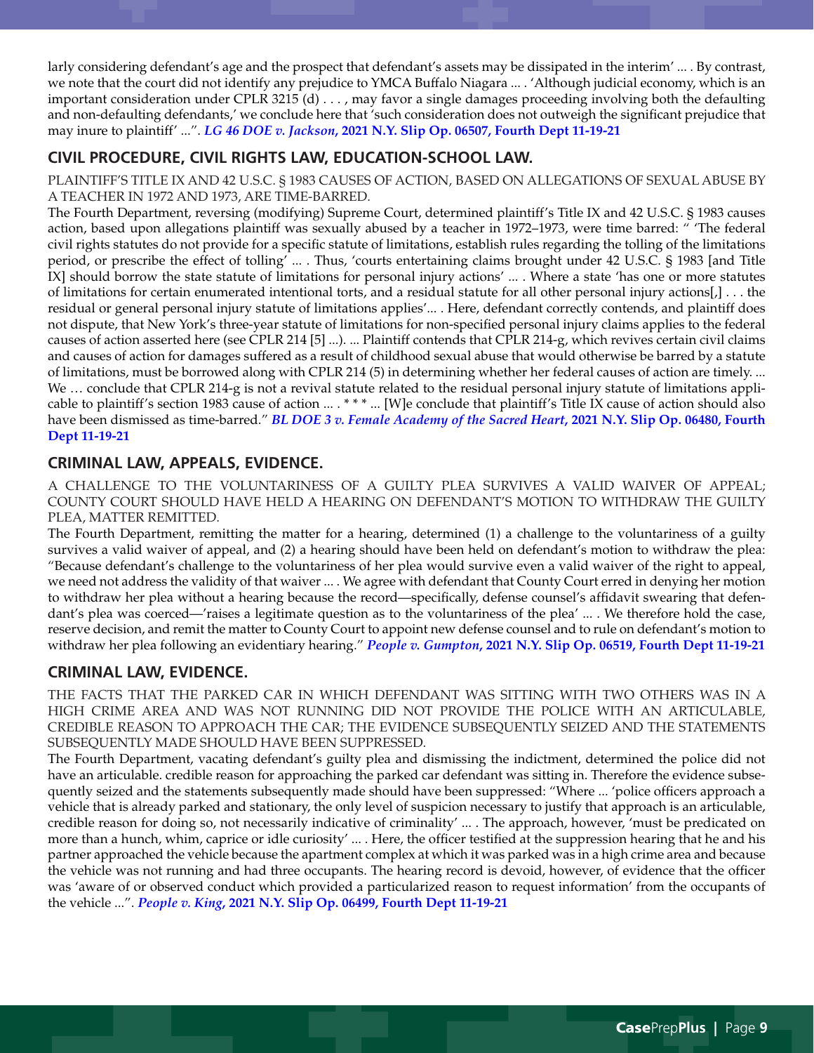larly considering defendant's age and the prospect that defendant's assets may be dissipated in the interim' ... . By contrast, we note that the court did not identify any prejudice to YMCA Buffalo Niagara ... . 'Although judicial economy, which is an important consideration under CPLR 3215 (d) . . . , may favor a single damages proceeding involving both the defaulting and non-defaulting defendants,' we conclude here that 'such consideration does not outweigh the significant prejudice that may inure to plaintiff' ...". ***LG 46 DOE v. Jackson*, 2021 N.Y. Slip Op. 06507, Fourth Dept 11-19-21**

## CIVIL PROCEDURE, CIVIL RIGHTS LAW, EDUCATION-SCHOOL LAW.

PLAINTIFF'S TITLE IX AND 42 U.S.C. § 1983 CAUSES OF ACTION, BASED ON ALLEGATIONS OF SEXUAL ABUSE BY A TEACHER IN 1972 AND 1973, ARE TIME-BARRED.

The Fourth Department, reversing (modifying) Supreme Court, determined plaintiff's Title IX and 42 U.S.C. § 1983 causes action, based upon allegations plaintiff was sexually abused by a teacher in 1972–1973, were time barred: " 'The federal civil rights statutes do not provide for a specific statute of limitations, establish rules regarding the tolling of the limitations period, or prescribe the effect of tolling' ... . Thus, 'courts entertaining claims brought under 42 U.S.C. § 1983 [and Title IX] should borrow the state statute of limitations for personal injury actions' ... . Where a state 'has one or more statutes of limitations for certain enumerated intentional torts, and a residual statute for all other personal injury actions[,] . . . the residual or general personal injury statute of limitations applies'... . Here, defendant correctly contends, and plaintiff does not dispute, that New York's three-year statute of limitations for non-specified personal injury claims applies to the federal causes of action asserted here (see CPLR 214 [5] ...). ... Plaintiff contends that CPLR 214-g, which revives certain civil claims and causes of action for damages suffered as a result of childhood sexual abuse that would otherwise be barred by a statute of limitations, must be borrowed along with CPLR 214 (5) in determining whether her federal causes of action are timely. ... We … conclude that CPLR 214-g is not a revival statute related to the residual personal injury statute of limitations applicable to plaintiff's section 1983 cause of action ... . * * * ... [W]e conclude that plaintiff's Title IX cause of action should also have been dismissed as time-barred." ***BL DOE 3 v. Female Academy of the Sacred Heart*, 2021 N.Y. Slip Op. 06480, Fourth Dept 11-19-21**

## CRIMINAL LAW, APPEALS, EVIDENCE.

A CHALLENGE TO THE VOLUNTARINESS OF A GUILTY PLEA SURVIVES A VALID WAIVER OF APPEAL; COUNTY COURT SHOULD HAVE HELD A HEARING ON DEFENDANT'S MOTION TO WITHDRAW THE GUILTY PLEA, MATTER REMITTED.

The Fourth Department, remitting the matter for a hearing, determined (1) a challenge to the voluntariness of a guilty survives a valid waiver of appeal, and (2) a hearing should have been held on defendant's motion to withdraw the plea: "Because defendant's challenge to the voluntariness of her plea would survive even a valid waiver of the right to appeal, we need not address the validity of that waiver ... . We agree with defendant that County Court erred in denying her motion to withdraw her plea without a hearing because the record—specifically, defense counsel's affidavit swearing that defendant's plea was coerced—'raises a legitimate question as to the voluntariness of the plea' ... . We therefore hold the case, reserve decision, and remit the matter to County Court to appoint new defense counsel and to rule on defendant's motion to withdraw her plea following an evidentiary hearing." ***People v. Gumpton*, 2021 N.Y. Slip Op. 06519, Fourth Dept 11-19-21**

## CRIMINAL LAW, EVIDENCE.

THE FACTS THAT THE PARKED CAR IN WHICH DEFENDANT WAS SITTING WITH TWO OTHERS WAS IN A HIGH CRIME AREA AND WAS NOT RUNNING DID NOT PROVIDE THE POLICE WITH AN ARTICULABLE, CREDIBLE REASON TO APPROACH THE CAR; THE EVIDENCE SUBSEQUENTLY SEIZED AND THE STATEMENTS SUBSEQUENTLY MADE SHOULD HAVE BEEN SUPPRESSED.

The Fourth Department, vacating defendant's guilty plea and dismissing the indictment, determined the police did not have an articulable. credible reason for approaching the parked car defendant was sitting in. Therefore the evidence subsequently seized and the statements subsequently made should have been suppressed: "Where ... 'police officers approach a vehicle that is already parked and stationary, the only level of suspicion necessary to justify that approach is an articulable, credible reason for doing so, not necessarily indicative of criminality' ... . The approach, however, 'must be predicated on more than a hunch, whim, caprice or idle curiosity' ... . Here, the officer testified at the suppression hearing that he and his partner approached the vehicle because the apartment complex at which it was parked was in a high crime area and because the vehicle was not running and had three occupants. The hearing record is devoid, however, of evidence that the officer was 'aware of or observed conduct which provided a particularized reason to request information' from the occupants of the vehicle ...". ***People v. King*, 2021 N.Y. Slip Op. 06499, Fourth Dept 11-19-21**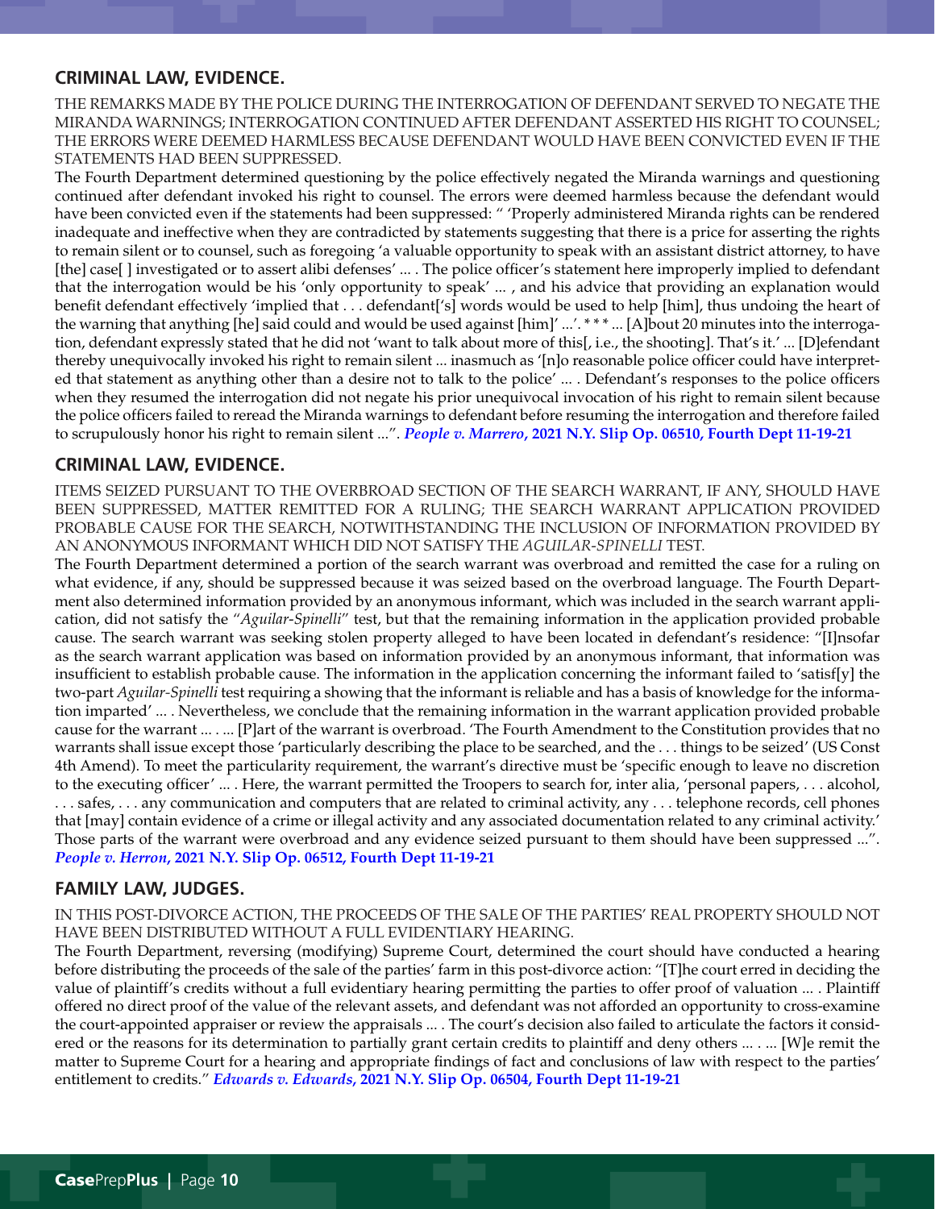## CRIMINAL LAW, EVIDENCE.

THE REMARKS MADE BY THE POLICE DURING THE INTERROGATION OF DEFENDANT SERVED TO NEGATE THE MIRANDA WARNINGS; INTERROGATION CONTINUED AFTER DEFENDANT ASSERTED HIS RIGHT TO COUNSEL; THE ERRORS WERE DEEMED HARMLESS BECAUSE DEFENDANT WOULD HAVE BEEN CONVICTED EVEN IF THE STATEMENTS HAD BEEN SUPPRESSED.

The Fourth Department determined questioning by the police effectively negated the Miranda warnings and questioning continued after defendant invoked his right to counsel. The errors were deemed harmless because the defendant would have been convicted even if the statements had been suppressed: " 'Properly administered Miranda rights can be rendered inadequate and ineffective when they are contradicted by statements suggesting that there is a price for asserting the rights to remain silent or to counsel, such as foregoing 'a valuable opportunity to speak with an assistant district attorney, to have [the] case[ ] investigated or to assert alibi defenses' ... . The police officer's statement here improperly implied to defendant that the interrogation would be his 'only opportunity to speak' ... , and his advice that providing an explanation would benefit defendant effectively 'implied that . . . defendant['s] words would be used to help [him], thus undoing the heart of the warning that anything [he] said could and would be used against [him]' ...'. * * * ... [A]bout 20 minutes into the interrogation, defendant expressly stated that he did not 'want to talk about more of this[, i.e., the shooting]. That's it.' ... [D]efendant thereby unequivocally invoked his right to remain silent ... inasmuch as '[n]o reasonable police officer could have interpreted that statement as anything other than a desire not to talk to the police' ... . Defendant's responses to the police officers when they resumed the interrogation did not negate his prior unequivocal invocation of his right to remain silent because the police officers failed to reread the Miranda warnings to defendant before resuming the interrogation and therefore failed to scrupulously honor his right to remain silent ...". ***People v. Marrero*, 2021 N.Y. Slip Op. 06510, Fourth Dept 11-19-21**

## CRIMINAL LAW, EVIDENCE.

ITEMS SEIZED PURSUANT TO THE OVERBROAD SECTION OF THE SEARCH WARRANT, IF ANY, SHOULD HAVE BEEN SUPPRESSED, MATTER REMITTED FOR A RULING; THE SEARCH WARRANT APPLICATION PROVIDED PROBABLE CAUSE FOR THE SEARCH, NOTWITHSTANDING THE INCLUSION OF INFORMATION PROVIDED BY AN ANONYMOUS INFORMANT WHICH DID NOT SATISFY THE *AGUILAR-SPINELLI* TEST.

The Fourth Department determined a portion of the search warrant was overbroad and remitted the case for a ruling on what evidence, if any, should be suppressed because it was seized based on the overbroad language. The Fourth Department also determined information provided by an anonymous informant, which was included in the search warrant application, did not satisfy the "*Aguilar-Spinelli*" test, but that the remaining information in the application provided probable cause. The search warrant was seeking stolen property alleged to have been located in defendant's residence: "[I]nsofar as the search warrant application was based on information provided by an anonymous informant, that information was insufficient to establish probable cause. The information in the application concerning the informant failed to 'satisf[y] the two-part *Aguilar-Spinelli* test requiring a showing that the informant is reliable and has a basis of knowledge for the information imparted' ... . Nevertheless, we conclude that the remaining information in the warrant application provided probable cause for the warrant ... . ... [P]art of the warrant is overbroad. 'The Fourth Amendment to the Constitution provides that no warrants shall issue except those 'particularly describing the place to be searched, and the . . . things to be seized' (US Const 4th Amend). To meet the particularity requirement, the warrant's directive must be 'specific enough to leave no discretion to the executing officer' ... . Here, the warrant permitted the Troopers to search for, inter alia, 'personal papers, . . . alcohol, . . . safes, . . . any communication and computers that are related to criminal activity, any . . . telephone records, cell phones that [may] contain evidence of a crime or illegal activity and any associated documentation related to any criminal activity.' Those parts of the warrant were overbroad and any evidence seized pursuant to them should have been suppressed ...". ***People v. Herron*, 2021 N.Y. Slip Op. 06512, Fourth Dept 11-19-21**

## FAMILY LAW, JUDGES.

IN THIS POST-DIVORCE ACTION, THE PROCEEDS OF THE SALE OF THE PARTIES' REAL PROPERTY SHOULD NOT HAVE BEEN DISTRIBUTED WITHOUT A FULL EVIDENTIARY HEARING.

The Fourth Department, reversing (modifying) Supreme Court, determined the court should have conducted a hearing before distributing the proceeds of the sale of the parties' farm in this post-divorce action: "[T]he court erred in deciding the value of plaintiff's credits without a full evidentiary hearing permitting the parties to offer proof of valuation ... . Plaintiff offered no direct proof of the value of the relevant assets, and defendant was not afforded an opportunity to cross-examine the court-appointed appraiser or review the appraisals ... . The court's decision also failed to articulate the factors it considered or the reasons for its determination to partially grant certain credits to plaintiff and deny others ... . ... [W]e remit the matter to Supreme Court for a hearing and appropriate findings of fact and conclusions of law with respect to the parties' entitlement to credits." ***Edwards v. Edwards*, 2021 N.Y. Slip Op. 06504, Fourth Dept 11-19-21**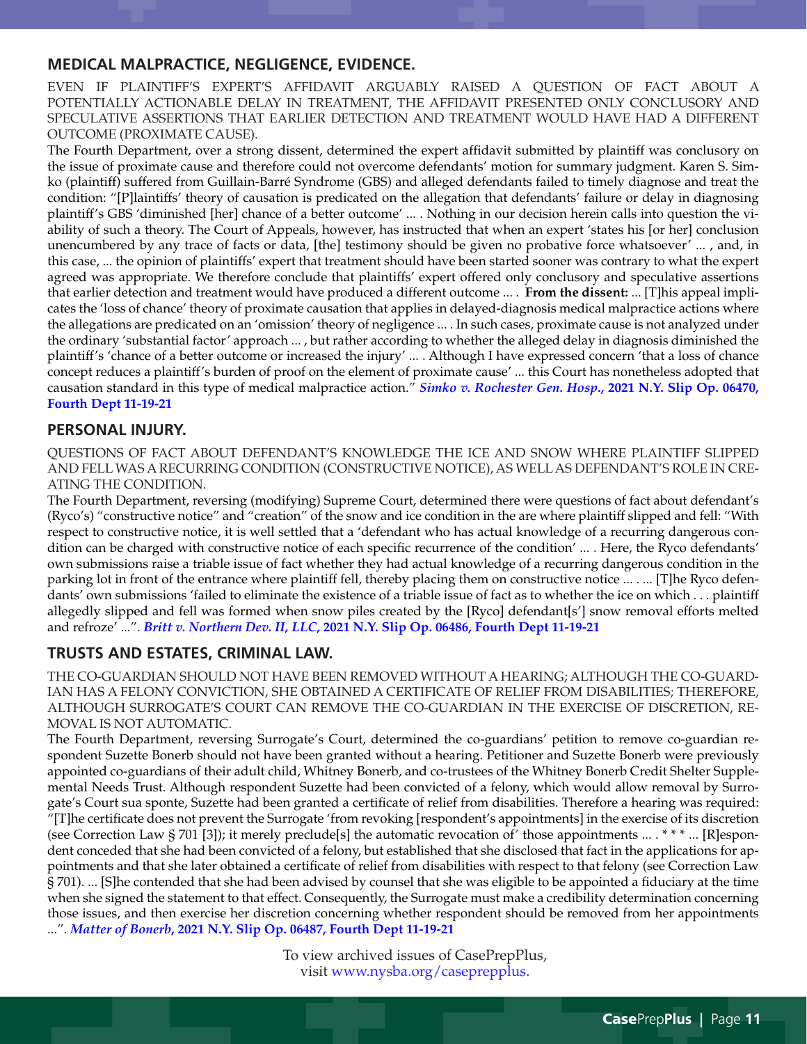## MEDICAL MALPRACTICE, NEGLIGENCE, EVIDENCE.

EVEN IF PLAINTIFF'S EXPERT'S AFFIDAVIT ARGUABLY RAISED A QUESTION OF FACT ABOUT A POTENTIALLY ACTIONABLE DELAY IN TREATMENT, THE AFFIDAVIT PRESENTED ONLY CONCLUSORY AND SPECULATIVE ASSERTIONS THAT EARLIER DETECTION AND TREATMENT WOULD HAVE HAD A DIFFERENT OUTCOME (PROXIMATE CAUSE).

The Fourth Department, over a strong dissent, determined the expert affidavit submitted by plaintiff was conclusory on the issue of proximate cause and therefore could not overcome defendants' motion for summary judgment. Karen S. Simko (plaintiff) suffered from Guillain-Barré Syndrome (GBS) and alleged defendants failed to timely diagnose and treat the condition: "[P]laintiffs' theory of causation is predicated on the allegation that defendants' failure or delay in diagnosing plaintiff's GBS 'diminished [her] chance of a better outcome' ... . Nothing in our decision herein calls into question the viability of such a theory. The Court of Appeals, however, has instructed that when an expert 'states his [or her] conclusion unencumbered by any trace of facts or data, [the] testimony should be given no probative force whatsoever' ... , and, in this case, ... the opinion of plaintiffs' expert that treatment should have been started sooner was contrary to what the expert agreed was appropriate. We therefore conclude that plaintiffs' expert offered only conclusory and speculative assertions that earlier detection and treatment would have produced a different outcome ... . **From the dissent:** ... [T]his appeal implicates the 'loss of chance' theory of proximate causation that applies in delayed-diagnosis medical malpractice actions where the allegations are predicated on an 'omission' theory of negligence ... . In such cases, proximate cause is not analyzed under the ordinary 'substantial factor' approach ... , but rather according to whether the alleged delay in diagnosis diminished the plaintiff's 'chance of a better outcome or increased the injury' ... . Although I have expressed concern 'that a loss of chance concept reduces a plaintiff's burden of proof on the element of proximate cause' ... this Court has nonetheless adopted that causation standard in this type of medical malpractice action." ***Simko v. Rochester Gen. Hosp.*, 2021 N.Y. Slip Op. 06470, Fourth Dept 11-19-21**

## PERSONAL INJURY.

QUESTIONS OF FACT ABOUT DEFENDANT'S KNOWLEDGE THE ICE AND SNOW WHERE PLAINTIFF SLIPPED AND FELL WAS A RECURRING CONDITION (CONSTRUCTIVE NOTICE), AS WELL AS DEFENDANT'S ROLE IN CREATING THE CONDITION.

The Fourth Department, reversing (modifying) Supreme Court, determined there were questions of fact about defendant's (Ryco's) "constructive notice" and "creation" of the snow and ice condition in the are where plaintiff slipped and fell: "With respect to constructive notice, it is well settled that a 'defendant who has actual knowledge of a recurring dangerous condition can be charged with constructive notice of each specific recurrence of the condition' ... . Here, the Ryco defendants' own submissions raise a triable issue of fact whether they had actual knowledge of a recurring dangerous condition in the parking lot in front of the entrance where plaintiff fell, thereby placing them on constructive notice ... . ... [T]he Ryco defendants' own submissions 'failed to eliminate the existence of a triable issue of fact as to whether the ice on which . . . plaintiff allegedly slipped and fell was formed when snow piles created by the [Ryco] defendant[s'] snow removal efforts melted and refroze' ...". ***Britt v. Northern Dev. II, LLC*, 2021 N.Y. Slip Op. 06486, Fourth Dept 11-19-21**

## TRUSTS AND ESTATES, CRIMINAL LAW.

THE CO-GUARDIAN SHOULD NOT HAVE BEEN REMOVED WITHOUT A HEARING; ALTHOUGH THE CO-GUARDIAN HAS A FELONY CONVICTION, SHE OBTAINED A CERTIFICATE OF RELIEF FROM DISABILITIES; THEREFORE, ALTHOUGH SURROGATE'S COURT CAN REMOVE THE CO-GUARDIAN IN THE EXERCISE OF DISCRETION, REMOVAL IS NOT AUTOMATIC.

The Fourth Department, reversing Surrogate's Court, determined the co-guardians' petition to remove co-guardian respondent Suzette Bonerb should not have been granted without a hearing. Petitioner and Suzette Bonerb were previously appointed co-guardians of their adult child, Whitney Bonerb, and co-trustees of the Whitney Bonerb Credit Shelter Supplemental Needs Trust. Although respondent Suzette had been convicted of a felony, which would allow removal by Surrogate's Court sua sponte, Suzette had been granted a certificate of relief from disabilities. Therefore a hearing was required: "[T]he certificate does not prevent the Surrogate 'from revoking [respondent's appointments] in the exercise of its discretion (see Correction Law § 701 [3]); it merely preclude[s] the automatic revocation of' those appointments ... . * * * ... [R]espondent conceded that she had been convicted of a felony, but established that she disclosed that fact in the applications for appointments and that she later obtained a certificate of relief from disabilities with respect to that felony (see Correction Law § 701). ... [S]he contended that she had been advised by counsel that she was eligible to be appointed a fiduciary at the time when she signed the statement to that effect. Consequently, the Surrogate must make a credibility determination concerning those issues, and then exercise her discretion concerning whether respondent should be removed from her appointments ...". ***Matter of Bonerb*, 2021 N.Y. Slip Op. 06487, Fourth Dept 11-19-21**

To view archived issues of CasePrepPlus, visit www.nysba.org/caseprepplus.